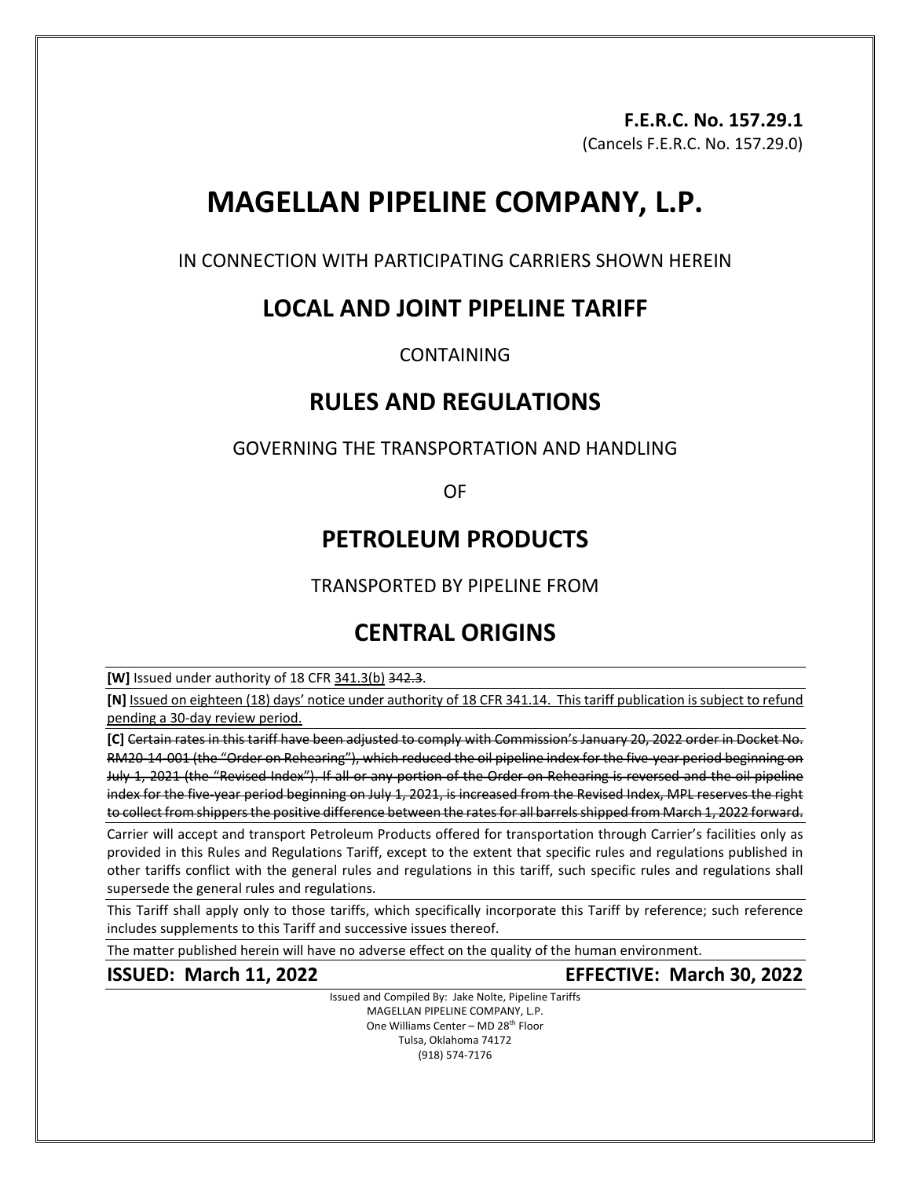**F.E.R.C. No. 157.29.1**
(Cancels F.E.R.C. No. 157.29.0)

# MAGELLAN PIPELINE COMPANY, L.P.

IN CONNECTION WITH PARTICIPATING CARRIERS SHOWN HEREIN

## LOCAL AND JOINT PIPELINE TARIFF

CONTAINING

## RULES AND REGULATIONS

GOVERNING THE TRANSPORTATION AND HANDLING

OF

## PETROLEUM PRODUCTS

TRANSPORTED BY PIPELINE FROM

## CENTRAL ORIGINS

**[W]** Issued under authority of 18 CFR <u>341.3(b)</u> ~~342.3~~.

**[N]** <u>Issued on eighteen (18) days' notice under authority of 18 CFR 341.14. This tariff publication is subject to refund pending a 30-day review period.</u>

**[C]** ~~Certain rates in this tariff have been adjusted to comply with Commission's January 20, 2022 order in Docket No. RM20-14-001 (the "Order on Rehearing"), which reduced the oil pipeline index for the five-year period beginning on July 1, 2021 (the "Revised Index"). If all or any portion of the Order on Rehearing is reversed and the oil pipeline index for the five-year period beginning on July 1, 2021, is increased from the Revised Index, MPL reserves the right to collect from shippers the positive difference between the rates for all barrels shipped from March 1, 2022 forward.~~

Carrier will accept and transport Petroleum Products offered for transportation through Carrier's facilities only as provided in this Rules and Regulations Tariff, except to the extent that specific rules and regulations published in other tariffs conflict with the general rules and regulations in this tariff, such specific rules and regulations shall supersede the general rules and regulations.

This Tariff shall apply only to those tariffs, which specifically incorporate this Tariff by reference; such reference includes supplements to this Tariff and successive issues thereof.

The matter published herein will have no adverse effect on the quality of the human environment.

**ISSUED: March 11, 2022** **EFFECTIVE: March 30, 2022**

Issued and Compiled By: Jake Nolte, Pipeline Tariffs
MAGELLAN PIPELINE COMPANY, L.P.
One Williams Center – MD 28th Floor
Tulsa, Oklahoma 74172
(918) 574-7176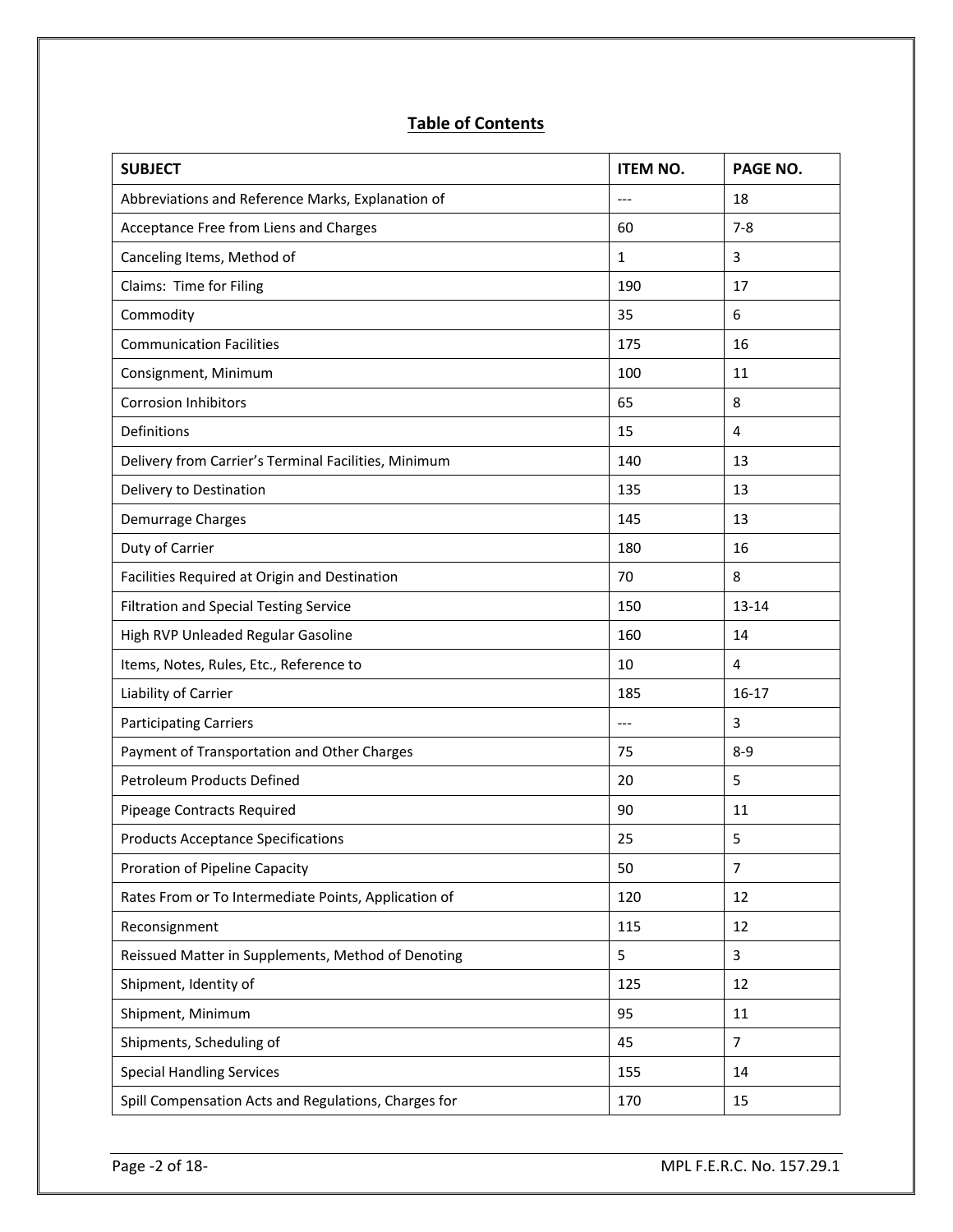## Table of Contents

| SUBJECT | ITEM NO. | PAGE NO. |
|---|---|---|
| Abbreviations and Reference Marks, Explanation of | --- | 18 |
| Acceptance Free from Liens and Charges | 60 | 7-8 |
| Canceling Items, Method of | 1 | 3 |
| Claims: Time for Filing | 190 | 17 |
| Commodity | 35 | 6 |
| Communication Facilities | 175 | 16 |
| Consignment, Minimum | 100 | 11 |
| Corrosion Inhibitors | 65 | 8 |
| Definitions | 15 | 4 |
| Delivery from Carrier's Terminal Facilities, Minimum | 140 | 13 |
| Delivery to Destination | 135 | 13 |
| Demurrage Charges | 145 | 13 |
| Duty of Carrier | 180 | 16 |
| Facilities Required at Origin and Destination | 70 | 8 |
| Filtration and Special Testing Service | 150 | 13-14 |
| High RVP Unleaded Regular Gasoline | 160 | 14 |
| Items, Notes, Rules, Etc., Reference to | 10 | 4 |
| Liability of Carrier | 185 | 16-17 |
| Participating Carriers | --- | 3 |
| Payment of Transportation and Other Charges | 75 | 8-9 |
| Petroleum Products Defined | 20 | 5 |
| Pipeage Contracts Required | 90 | 11 |
| Products Acceptance Specifications | 25 | 5 |
| Proration of Pipeline Capacity | 50 | 7 |
| Rates From or To Intermediate Points, Application of | 120 | 12 |
| Reconsignment | 115 | 12 |
| Reissued Matter in Supplements, Method of Denoting | 5 | 3 |
| Shipment, Identity of | 125 | 12 |
| Shipment, Minimum | 95 | 11 |
| Shipments, Scheduling of | 45 | 7 |
| Special Handling Services | 155 | 14 |
| Spill Compensation Acts and Regulations, Charges for | 170 | 15 |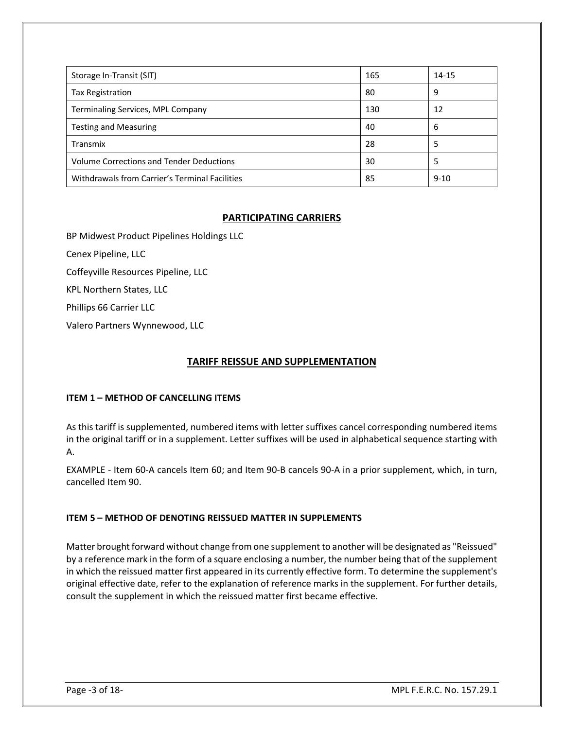| | | |
|---|---|---|
| Storage In-Transit (SIT) | 165 | 14-15 |
| Tax Registration | 80 | 9 |
| Terminaling Services, MPL Company | 130 | 12 |
| Testing and Measuring | 40 | 6 |
| Transmix | 28 | 5 |
| Volume Corrections and Tender Deductions | 30 | 5 |
| Withdrawals from Carrier's Terminal Facilities | 85 | 9-10 |

## PARTICIPATING CARRIERS

BP Midwest Product Pipelines Holdings LLC

Cenex Pipeline, LLC

Coffeyville Resources Pipeline, LLC

KPL Northern States, LLC

Phillips 66 Carrier LLC

Valero Partners Wynnewood, LLC

## TARIFF REISSUE AND SUPPLEMENTATION

### ITEM 1 – METHOD OF CANCELLING ITEMS

As this tariff is supplemented, numbered items with letter suffixes cancel corresponding numbered items in the original tariff or in a supplement. Letter suffixes will be used in alphabetical sequence starting with A.

EXAMPLE - Item 60-A cancels Item 60; and Item 90-B cancels 90-A in a prior supplement, which, in turn, cancelled Item 90.

### ITEM 5 – METHOD OF DENOTING REISSUED MATTER IN SUPPLEMENTS

Matter brought forward without change from one supplement to another will be designated as "Reissued" by a reference mark in the form of a square enclosing a number, the number being that of the supplement in which the reissued matter first appeared in its currently effective form. To determine the supplement's original effective date, refer to the explanation of reference marks in the supplement. For further details, consult the supplement in which the reissued matter first became effective.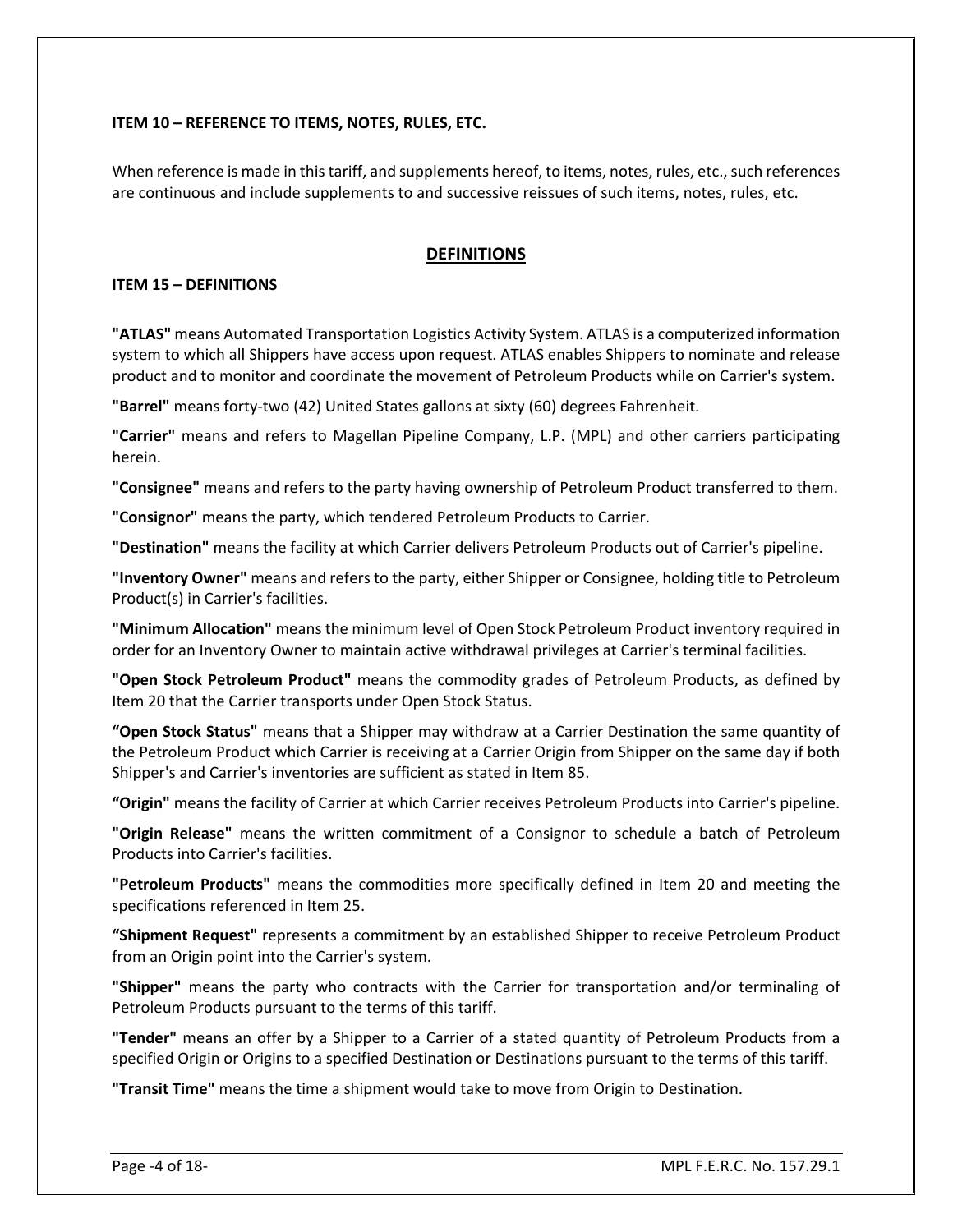### ITEM 10 – REFERENCE TO ITEMS, NOTES, RULES, ETC.

When reference is made in this tariff, and supplements hereof, to items, notes, rules, etc., such references are continuous and include supplements to and successive reissues of such items, notes, rules, etc.

## DEFINITIONS

### ITEM 15 – DEFINITIONS

**"ATLAS"** means Automated Transportation Logistics Activity System. ATLAS is a computerized information system to which all Shippers have access upon request. ATLAS enables Shippers to nominate and release product and to monitor and coordinate the movement of Petroleum Products while on Carrier's system.

**"Barrel"** means forty-two (42) United States gallons at sixty (60) degrees Fahrenheit.

**"Carrier"** means and refers to Magellan Pipeline Company, L.P. (MPL) and other carriers participating herein.

**"Consignee"** means and refers to the party having ownership of Petroleum Product transferred to them.

**"Consignor"** means the party, which tendered Petroleum Products to Carrier.

**"Destination"** means the facility at which Carrier delivers Petroleum Products out of Carrier's pipeline.

**"Inventory Owner"** means and refers to the party, either Shipper or Consignee, holding title to Petroleum Product(s) in Carrier's facilities.

**"Minimum Allocation"** means the minimum level of Open Stock Petroleum Product inventory required in order for an Inventory Owner to maintain active withdrawal privileges at Carrier's terminal facilities.

**"Open Stock Petroleum Product"** means the commodity grades of Petroleum Products, as defined by Item 20 that the Carrier transports under Open Stock Status.

**"Open Stock Status"** means that a Shipper may withdraw at a Carrier Destination the same quantity of the Petroleum Product which Carrier is receiving at a Carrier Origin from Shipper on the same day if both Shipper's and Carrier's inventories are sufficient as stated in Item 85.

**"Origin"** means the facility of Carrier at which Carrier receives Petroleum Products into Carrier's pipeline.

**"Origin Release"** means the written commitment of a Consignor to schedule a batch of Petroleum Products into Carrier's facilities.

**"Petroleum Products"** means the commodities more specifically defined in Item 20 and meeting the specifications referenced in Item 25.

**"Shipment Request"** represents a commitment by an established Shipper to receive Petroleum Product from an Origin point into the Carrier's system.

**"Shipper"** means the party who contracts with the Carrier for transportation and/or terminaling of Petroleum Products pursuant to the terms of this tariff.

**"Tender"** means an offer by a Shipper to a Carrier of a stated quantity of Petroleum Products from a specified Origin or Origins to a specified Destination or Destinations pursuant to the terms of this tariff.

**"Transit Time"** means the time a shipment would take to move from Origin to Destination.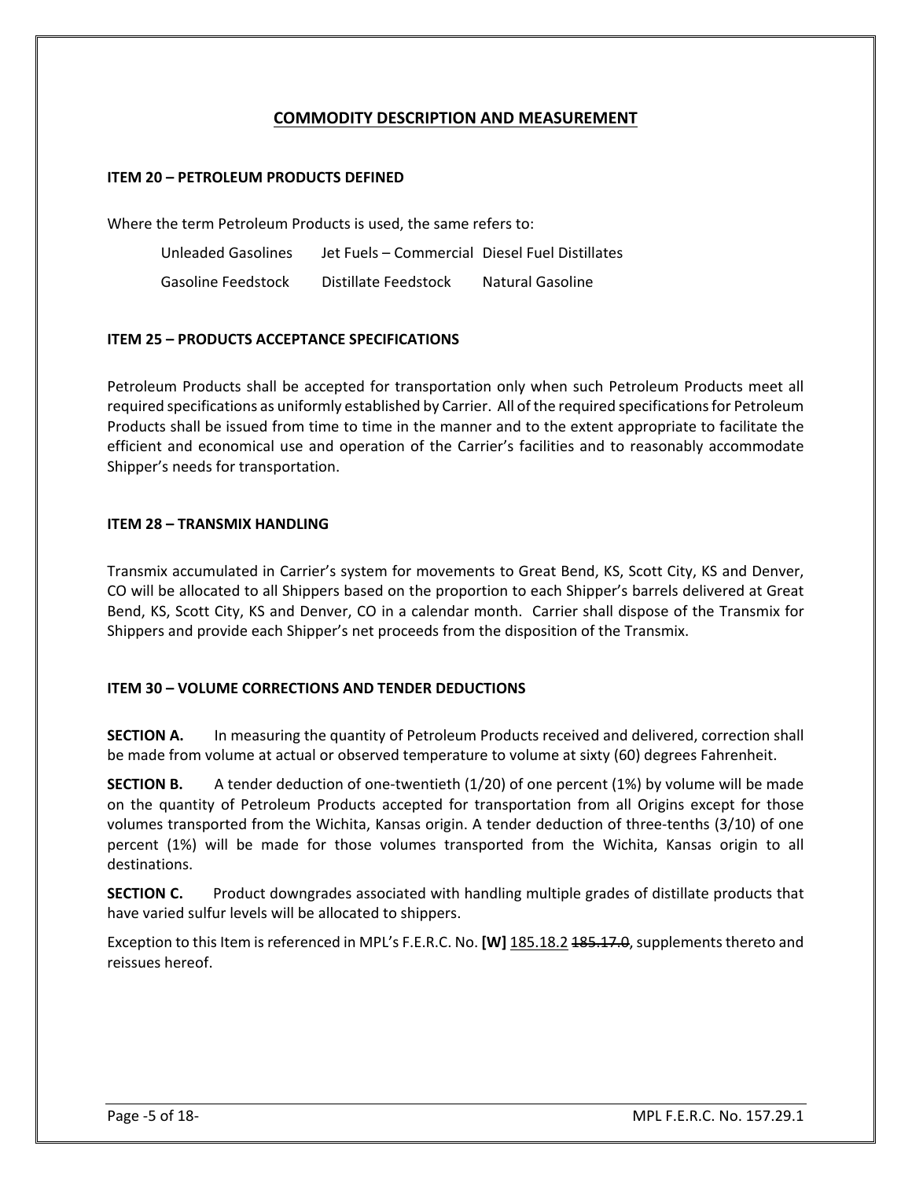## COMMODITY DESCRIPTION AND MEASUREMENT

### ITEM 20 – PETROLEUM PRODUCTS DEFINED

Where the term Petroleum Products is used, the same refers to:

| | | |
|---|---|---|
| Unleaded Gasolines | Jet Fuels – Commercial | Diesel Fuel Distillates |
| Gasoline Feedstock | Distillate Feedstock | Natural Gasoline |

### ITEM 25 – PRODUCTS ACCEPTANCE SPECIFICATIONS

Petroleum Products shall be accepted for transportation only when such Petroleum Products meet all required specifications as uniformly established by Carrier. All of the required specifications for Petroleum Products shall be issued from time to time in the manner and to the extent appropriate to facilitate the efficient and economical use and operation of the Carrier's facilities and to reasonably accommodate Shipper's needs for transportation.

### ITEM 28 – TRANSMIX HANDLING

Transmix accumulated in Carrier's system for movements to Great Bend, KS, Scott City, KS and Denver, CO will be allocated to all Shippers based on the proportion to each Shipper's barrels delivered at Great Bend, KS, Scott City, KS and Denver, CO in a calendar month. Carrier shall dispose of the Transmix for Shippers and provide each Shipper's net proceeds from the disposition of the Transmix.

### ITEM 30 – VOLUME CORRECTIONS AND TENDER DEDUCTIONS

**SECTION A.** In measuring the quantity of Petroleum Products received and delivered, correction shall be made from volume at actual or observed temperature to volume at sixty (60) degrees Fahrenheit.

**SECTION B.** A tender deduction of one-twentieth (1/20) of one percent (1%) by volume will be made on the quantity of Petroleum Products accepted for transportation from all Origins except for those volumes transported from the Wichita, Kansas origin. A tender deduction of three-tenths (3/10) of one percent (1%) will be made for those volumes transported from the Wichita, Kansas origin to all destinations.

**SECTION C.** Product downgrades associated with handling multiple grades of distillate products that have varied sulfur levels will be allocated to shippers.

Exception to this Item is referenced in MPL's F.E.R.C. No. **[W]** 185.18.2 ~~185.17.0~~, supplements thereto and reissues hereof.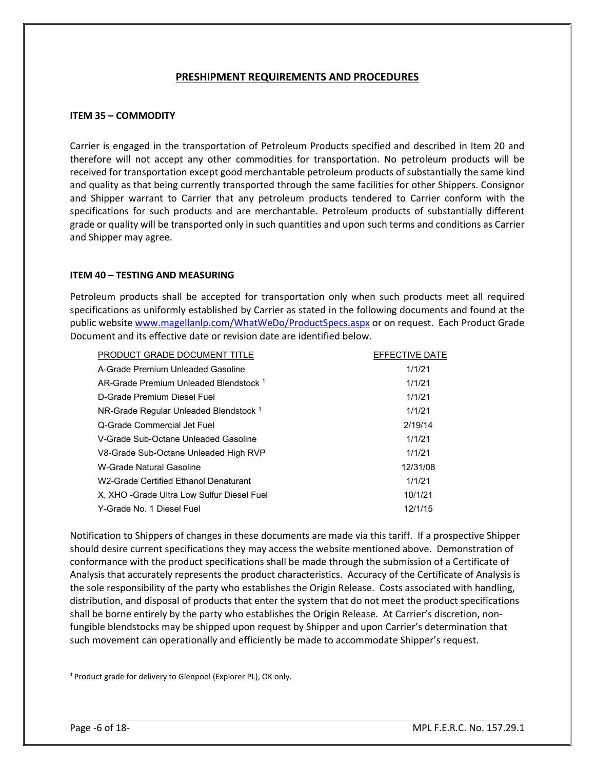## PRESHIPMENT REQUIREMENTS AND PROCEDURES

### ITEM 35 – COMMODITY

Carrier is engaged in the transportation of Petroleum Products specified and described in Item 20 and therefore will not accept any other commodities for transportation. No petroleum products will be received for transportation except good merchantable petroleum products of substantially the same kind and quality as that being currently transported through the same facilities for other Shippers. Consignor and Shipper warrant to Carrier that any petroleum products tendered to Carrier conform with the specifications for such products and are merchantable. Petroleum products of substantially different grade or quality will be transported only in such quantities and upon such terms and conditions as Carrier and Shipper may agree.

### ITEM 40 – TESTING AND MEASURING

Petroleum products shall be accepted for transportation only when such products meet all required specifications as uniformly established by Carrier as stated in the following documents and found at the public website www.magellanlp.com/WhatWeDo/ProductSpecs.aspx or on request. Each Product Grade Document and its effective date or revision date are identified below.

| PRODUCT GRADE DOCUMENT TITLE | EFFECTIVE DATE |
|---|---|
| A-Grade Premium Unleaded Gasoline | 1/1/21 |
| AR-Grade Premium Unleaded Blendstock [1] | 1/1/21 |
| D-Grade Premium Diesel Fuel | 1/1/21 |
| NR-Grade Regular Unleaded Blendstock [1] | 1/1/21 |
| Q-Grade Commercial Jet Fuel | 2/19/14 |
| V-Grade Sub-Octane Unleaded Gasoline | 1/1/21 |
| V8-Grade Sub-Octane Unleaded High RVP | 1/1/21 |
| W-Grade Natural Gasoline | 12/31/08 |
| W2-Grade Certified Ethanol Denaturant | 1/1/21 |
| X, XHO -Grade Ultra Low Sulfur Diesel Fuel | 10/1/21 |
| Y-Grade No. 1 Diesel Fuel | 12/1/15 |

Notification to Shippers of changes in these documents are made via this tariff. If a prospective Shipper should desire current specifications they may access the website mentioned above. Demonstration of conformance with the product specifications shall be made through the submission of a Certificate of Analysis that accurately represents the product characteristics. Accuracy of the Certificate of Analysis is the sole responsibility of the party who establishes the Origin Release. Costs associated with handling, distribution, and disposal of products that enter the system that do not meet the product specifications shall be borne entirely by the party who establishes the Origin Release. At Carrier's discretion, non-fungible blendstocks may be shipped upon request by Shipper and upon Carrier's determination that such movement can operationally and efficiently be made to accommodate Shipper's request.

[1] Product grade for delivery to Glenpool (Explorer PL), OK only.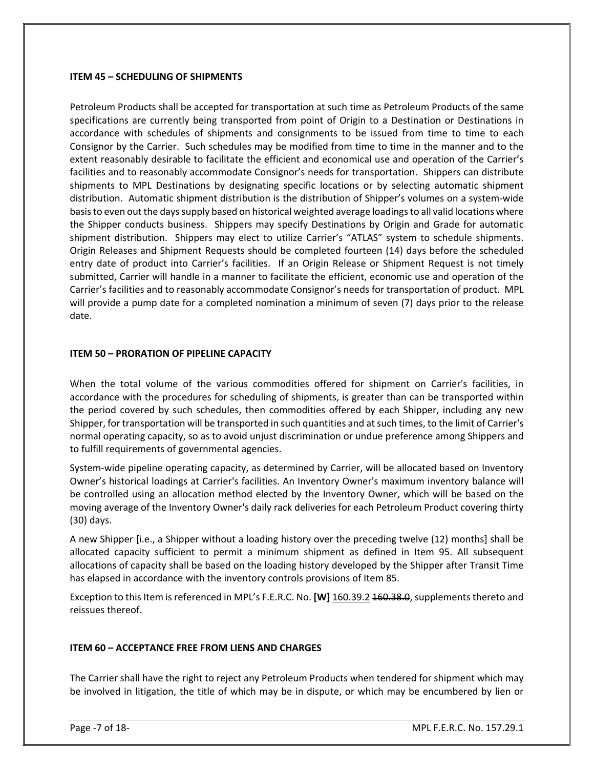### ITEM 45 – SCHEDULING OF SHIPMENTS

Petroleum Products shall be accepted for transportation at such time as Petroleum Products of the same specifications are currently being transported from point of Origin to a Destination or Destinations in accordance with schedules of shipments and consignments to be issued from time to time to each Consignor by the Carrier. Such schedules may be modified from time to time in the manner and to the extent reasonably desirable to facilitate the efficient and economical use and operation of the Carrier's facilities and to reasonably accommodate Consignor's needs for transportation. Shippers can distribute shipments to MPL Destinations by designating specific locations or by selecting automatic shipment distribution. Automatic shipment distribution is the distribution of Shipper's volumes on a system-wide basis to even out the days supply based on historical weighted average loadings to all valid locations where the Shipper conducts business. Shippers may specify Destinations by Origin and Grade for automatic shipment distribution. Shippers may elect to utilize Carrier's "ATLAS" system to schedule shipments. Origin Releases and Shipment Requests should be completed fourteen (14) days before the scheduled entry date of product into Carrier's facilities. If an Origin Release or Shipment Request is not timely submitted, Carrier will handle in a manner to facilitate the efficient, economic use and operation of the Carrier's facilities and to reasonably accommodate Consignor's needs for transportation of product. MPL will provide a pump date for a completed nomination a minimum of seven (7) days prior to the release date.

### ITEM 50 – PRORATION OF PIPELINE CAPACITY

When the total volume of the various commodities offered for shipment on Carrier's facilities, in accordance with the procedures for scheduling of shipments, is greater than can be transported within the period covered by such schedules, then commodities offered by each Shipper, including any new Shipper, for transportation will be transported in such quantities and at such times, to the limit of Carrier's normal operating capacity, so as to avoid unjust discrimination or undue preference among Shippers and to fulfill requirements of governmental agencies.

System-wide pipeline operating capacity, as determined by Carrier, will be allocated based on Inventory Owner's historical loadings at Carrier's facilities. An Inventory Owner's maximum inventory balance will be controlled using an allocation method elected by the Inventory Owner, which will be based on the moving average of the Inventory Owner's daily rack deliveries for each Petroleum Product covering thirty (30) days.

A new Shipper [i.e., a Shipper without a loading history over the preceding twelve (12) months] shall be allocated capacity sufficient to permit a minimum shipment as defined in Item 95. All subsequent allocations of capacity shall be based on the loading history developed by the Shipper after Transit Time has elapsed in accordance with the inventory controls provisions of Item 85.

Exception to this Item is referenced in MPL's F.E.R.C. No. **[W]** 160.39.2 ~~160.38.0~~, supplements thereto and reissues thereof.

### ITEM 60 – ACCEPTANCE FREE FROM LIENS AND CHARGES

The Carrier shall have the right to reject any Petroleum Products when tendered for shipment which may be involved in litigation, the title of which may be in dispute, or which may be encumbered by lien or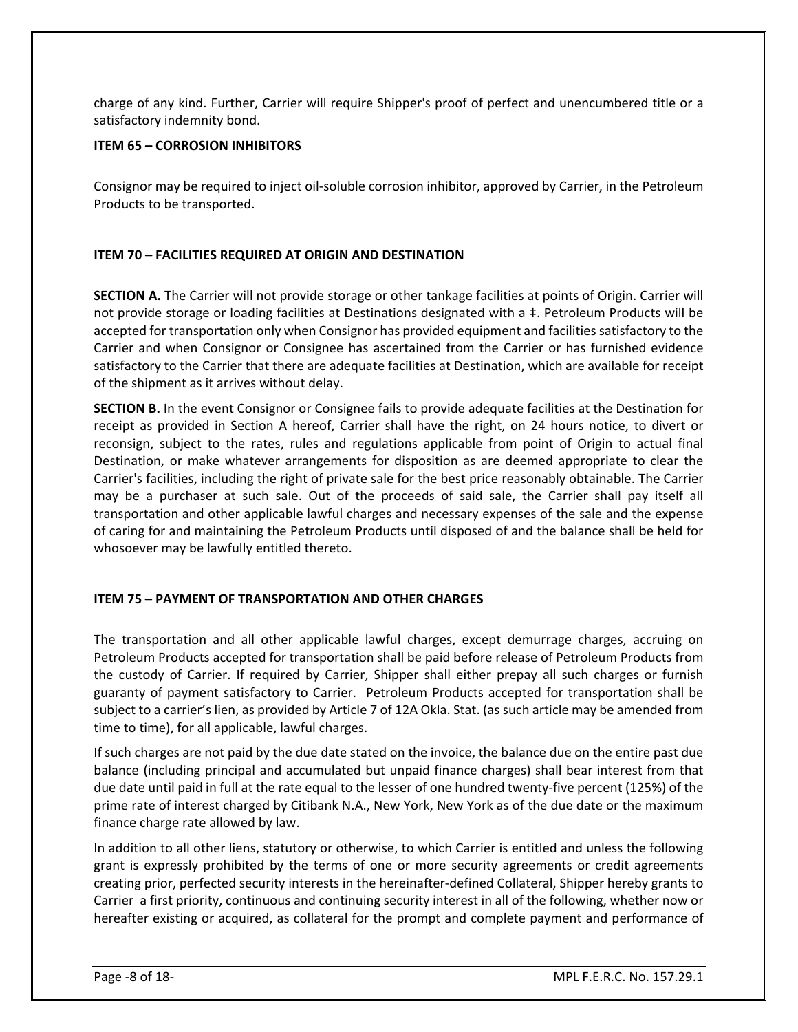charge of any kind. Further, Carrier will require Shipper's proof of perfect and unencumbered title or a satisfactory indemnity bond.

**ITEM 65 – CORROSION INHIBITORS**

Consignor may be required to inject oil-soluble corrosion inhibitor, approved by Carrier, in the Petroleum Products to be transported.

**ITEM 70 – FACILITIES REQUIRED AT ORIGIN AND DESTINATION**

**SECTION A.** The Carrier will not provide storage or other tankage facilities at points of Origin. Carrier will not provide storage or loading facilities at Destinations designated with a ‡. Petroleum Products will be accepted for transportation only when Consignor has provided equipment and facilities satisfactory to the Carrier and when Consignor or Consignee has ascertained from the Carrier or has furnished evidence satisfactory to the Carrier that there are adequate facilities at Destination, which are available for receipt of the shipment as it arrives without delay.

**SECTION B.** In the event Consignor or Consignee fails to provide adequate facilities at the Destination for receipt as provided in Section A hereof, Carrier shall have the right, on 24 hours notice, to divert or reconsign, subject to the rates, rules and regulations applicable from point of Origin to actual final Destination, or make whatever arrangements for disposition as are deemed appropriate to clear the Carrier's facilities, including the right of private sale for the best price reasonably obtainable. The Carrier may be a purchaser at such sale. Out of the proceeds of said sale, the Carrier shall pay itself all transportation and other applicable lawful charges and necessary expenses of the sale and the expense of caring for and maintaining the Petroleum Products until disposed of and the balance shall be held for whosoever may be lawfully entitled thereto.

**ITEM 75 – PAYMENT OF TRANSPORTATION AND OTHER CHARGES**

The transportation and all other applicable lawful charges, except demurrage charges, accruing on Petroleum Products accepted for transportation shall be paid before release of Petroleum Products from the custody of Carrier. If required by Carrier, Shipper shall either prepay all such charges or furnish guaranty of payment satisfactory to Carrier. Petroleum Products accepted for transportation shall be subject to a carrier's lien, as provided by Article 7 of 12A Okla. Stat. (as such article may be amended from time to time), for all applicable, lawful charges.

If such charges are not paid by the due date stated on the invoice, the balance due on the entire past due balance (including principal and accumulated but unpaid finance charges) shall bear interest from that due date until paid in full at the rate equal to the lesser of one hundred twenty-five percent (125%) of the prime rate of interest charged by Citibank N.A., New York, New York as of the due date or the maximum finance charge rate allowed by law.

In addition to all other liens, statutory or otherwise, to which Carrier is entitled and unless the following grant is expressly prohibited by the terms of one or more security agreements or credit agreements creating prior, perfected security interests in the hereinafter-defined Collateral, Shipper hereby grants to Carrier a first priority, continuous and continuing security interest in all of the following, whether now or hereafter existing or acquired, as collateral for the prompt and complete payment and performance of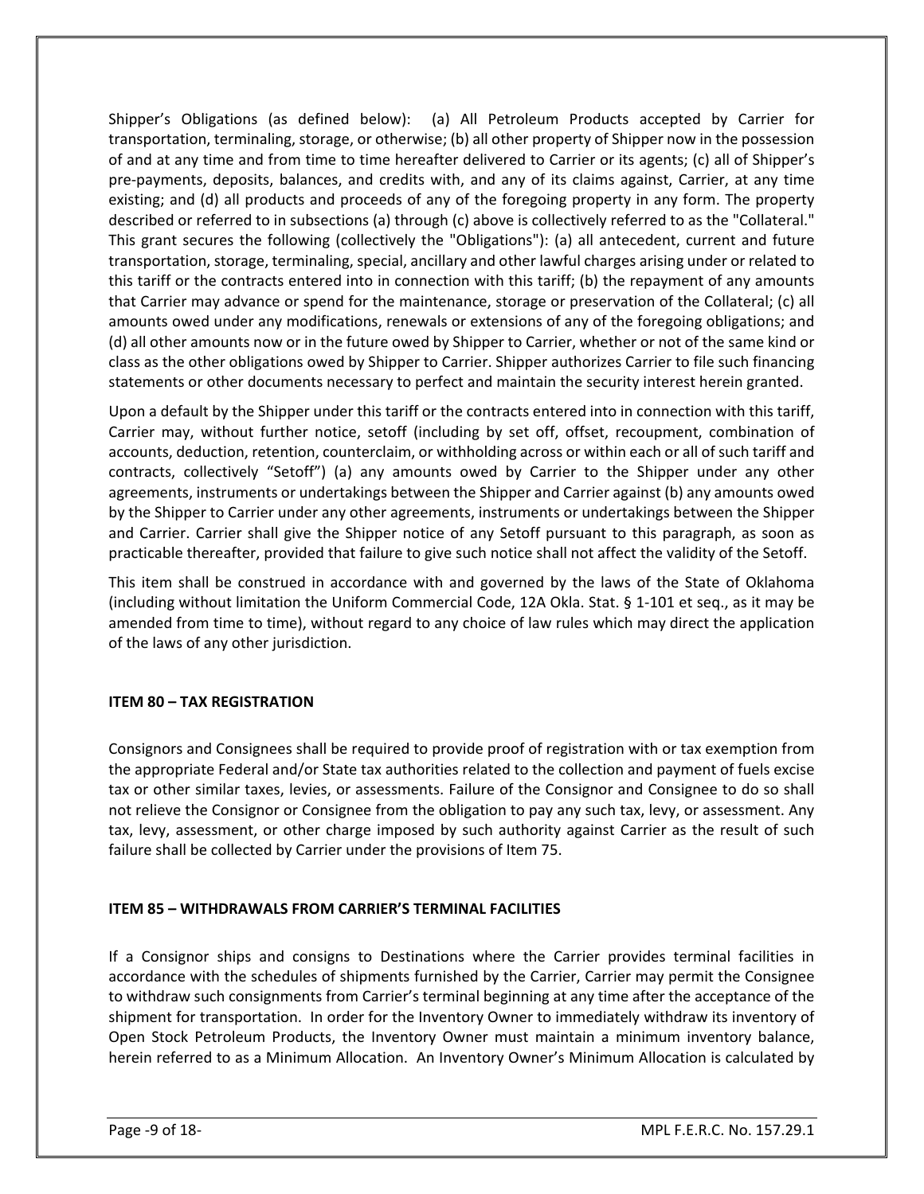Shipper's Obligations (as defined below): (a) All Petroleum Products accepted by Carrier for transportation, terminaling, storage, or otherwise; (b) all other property of Shipper now in the possession of and at any time and from time to time hereafter delivered to Carrier or its agents; (c) all of Shipper's pre-payments, deposits, balances, and credits with, and any of its claims against, Carrier, at any time existing; and (d) all products and proceeds of any of the foregoing property in any form. The property described or referred to in subsections (a) through (c) above is collectively referred to as the "Collateral." This grant secures the following (collectively the "Obligations"): (a) all antecedent, current and future transportation, storage, terminaling, special, ancillary and other lawful charges arising under or related to this tariff or the contracts entered into in connection with this tariff; (b) the repayment of any amounts that Carrier may advance or spend for the maintenance, storage or preservation of the Collateral; (c) all amounts owed under any modifications, renewals or extensions of any of the foregoing obligations; and (d) all other amounts now or in the future owed by Shipper to Carrier, whether or not of the same kind or class as the other obligations owed by Shipper to Carrier. Shipper authorizes Carrier to file such financing statements or other documents necessary to perfect and maintain the security interest herein granted.

Upon a default by the Shipper under this tariff or the contracts entered into in connection with this tariff, Carrier may, without further notice, setoff (including by set off, offset, recoupment, combination of accounts, deduction, retention, counterclaim, or withholding across or within each or all of such tariff and contracts, collectively "Setoff") (a) any amounts owed by Carrier to the Shipper under any other agreements, instruments or undertakings between the Shipper and Carrier against (b) any amounts owed by the Shipper to Carrier under any other agreements, instruments or undertakings between the Shipper and Carrier. Carrier shall give the Shipper notice of any Setoff pursuant to this paragraph, as soon as practicable thereafter, provided that failure to give such notice shall not affect the validity of the Setoff.

This item shall be construed in accordance with and governed by the laws of the State of Oklahoma (including without limitation the Uniform Commercial Code, 12A Okla. Stat. § 1-101 et seq., as it may be amended from time to time), without regard to any choice of law rules which may direct the application of the laws of any other jurisdiction.

**ITEM 80 – TAX REGISTRATION**

Consignors and Consignees shall be required to provide proof of registration with or tax exemption from the appropriate Federal and/or State tax authorities related to the collection and payment of fuels excise tax or other similar taxes, levies, or assessments. Failure of the Consignor and Consignee to do so shall not relieve the Consignor or Consignee from the obligation to pay any such tax, levy, or assessment. Any tax, levy, assessment, or other charge imposed by such authority against Carrier as the result of such failure shall be collected by Carrier under the provisions of Item 75.

**ITEM 85 – WITHDRAWALS FROM CARRIER'S TERMINAL FACILITIES**

If a Consignor ships and consigns to Destinations where the Carrier provides terminal facilities in accordance with the schedules of shipments furnished by the Carrier, Carrier may permit the Consignee to withdraw such consignments from Carrier's terminal beginning at any time after the acceptance of the shipment for transportation. In order for the Inventory Owner to immediately withdraw its inventory of Open Stock Petroleum Products, the Inventory Owner must maintain a minimum inventory balance, herein referred to as a Minimum Allocation. An Inventory Owner's Minimum Allocation is calculated by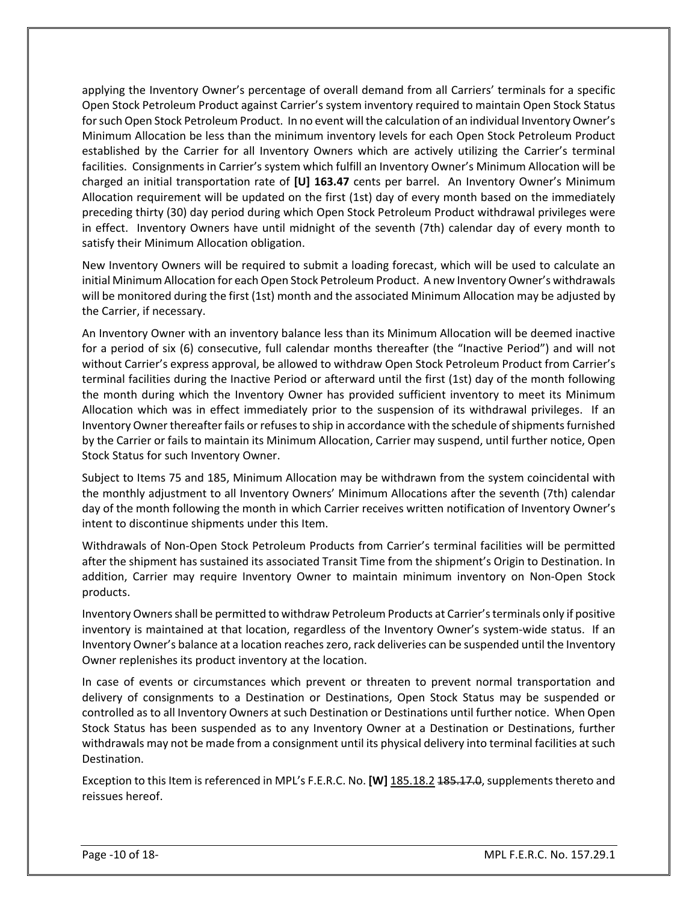applying the Inventory Owner's percentage of overall demand from all Carriers' terminals for a specific Open Stock Petroleum Product against Carrier's system inventory required to maintain Open Stock Status for such Open Stock Petroleum Product. In no event will the calculation of an individual Inventory Owner's Minimum Allocation be less than the minimum inventory levels for each Open Stock Petroleum Product established by the Carrier for all Inventory Owners which are actively utilizing the Carrier's terminal facilities. Consignments in Carrier's system which fulfill an Inventory Owner's Minimum Allocation will be charged an initial transportation rate of **[U] 163.47** cents per barrel. An Inventory Owner's Minimum Allocation requirement will be updated on the first (1st) day of every month based on the immediately preceding thirty (30) day period during which Open Stock Petroleum Product withdrawal privileges were in effect. Inventory Owners have until midnight of the seventh (7th) calendar day of every month to satisfy their Minimum Allocation obligation.

New Inventory Owners will be required to submit a loading forecast, which will be used to calculate an initial Minimum Allocation for each Open Stock Petroleum Product. A new Inventory Owner's withdrawals will be monitored during the first (1st) month and the associated Minimum Allocation may be adjusted by the Carrier, if necessary.

An Inventory Owner with an inventory balance less than its Minimum Allocation will be deemed inactive for a period of six (6) consecutive, full calendar months thereafter (the "Inactive Period") and will not without Carrier's express approval, be allowed to withdraw Open Stock Petroleum Product from Carrier's terminal facilities during the Inactive Period or afterward until the first (1st) day of the month following the month during which the Inventory Owner has provided sufficient inventory to meet its Minimum Allocation which was in effect immediately prior to the suspension of its withdrawal privileges. If an Inventory Owner thereafter fails or refuses to ship in accordance with the schedule of shipments furnished by the Carrier or fails to maintain its Minimum Allocation, Carrier may suspend, until further notice, Open Stock Status for such Inventory Owner.

Subject to Items 75 and 185, Minimum Allocation may be withdrawn from the system coincidental with the monthly adjustment to all Inventory Owners' Minimum Allocations after the seventh (7th) calendar day of the month following the month in which Carrier receives written notification of Inventory Owner's intent to discontinue shipments under this Item.

Withdrawals of Non-Open Stock Petroleum Products from Carrier's terminal facilities will be permitted after the shipment has sustained its associated Transit Time from the shipment's Origin to Destination. In addition, Carrier may require Inventory Owner to maintain minimum inventory on Non-Open Stock products.

Inventory Owners shall be permitted to withdraw Petroleum Products at Carrier's terminals only if positive inventory is maintained at that location, regardless of the Inventory Owner's system-wide status. If an Inventory Owner's balance at a location reaches zero, rack deliveries can be suspended until the Inventory Owner replenishes its product inventory at the location.

In case of events or circumstances which prevent or threaten to prevent normal transportation and delivery of consignments to a Destination or Destinations, Open Stock Status may be suspended or controlled as to all Inventory Owners at such Destination or Destinations until further notice. When Open Stock Status has been suspended as to any Inventory Owner at a Destination or Destinations, further withdrawals may not be made from a consignment until its physical delivery into terminal facilities at such Destination.

Exception to this Item is referenced in MPL's F.E.R.C. No. **[W]** <u>185.18.2</u> ~~185.17.0~~, supplements thereto and reissues hereof.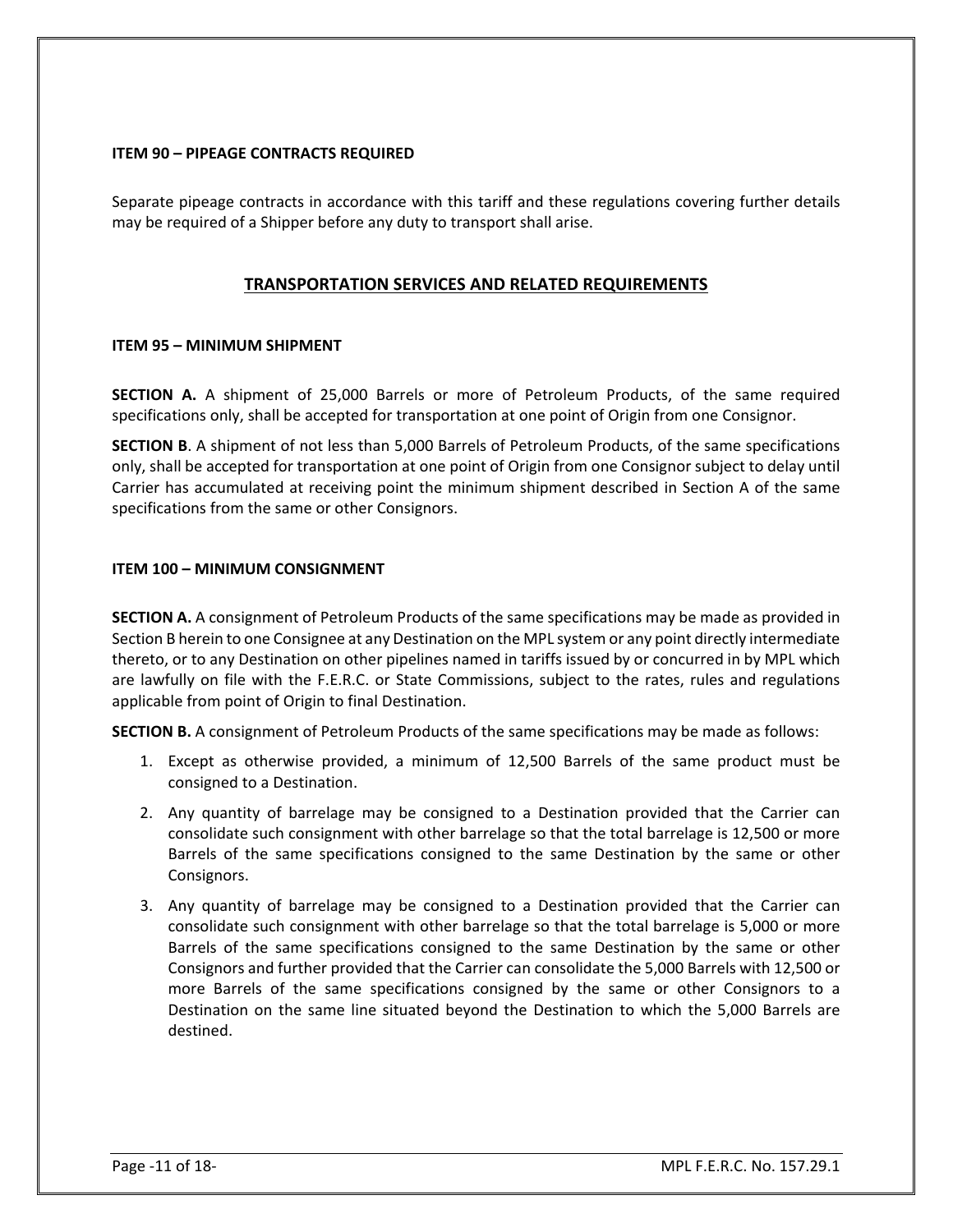**ITEM 90 – PIPEAGE CONTRACTS REQUIRED**

Separate pipeage contracts in accordance with this tariff and these regulations covering further details may be required of a Shipper before any duty to transport shall arise.

## TRANSPORTATION SERVICES AND RELATED REQUIREMENTS

**ITEM 95 – MINIMUM SHIPMENT**

**SECTION A.** A shipment of 25,000 Barrels or more of Petroleum Products, of the same required specifications only, shall be accepted for transportation at one point of Origin from one Consignor.

**SECTION B**. A shipment of not less than 5,000 Barrels of Petroleum Products, of the same specifications only, shall be accepted for transportation at one point of Origin from one Consignor subject to delay until Carrier has accumulated at receiving point the minimum shipment described in Section A of the same specifications from the same or other Consignors.

**ITEM 100 – MINIMUM CONSIGNMENT**

**SECTION A.** A consignment of Petroleum Products of the same specifications may be made as provided in Section B herein to one Consignee at any Destination on the MPL system or any point directly intermediate thereto, or to any Destination on other pipelines named in tariffs issued by or concurred in by MPL which are lawfully on file with the F.E.R.C. or State Commissions, subject to the rates, rules and regulations applicable from point of Origin to final Destination.

**SECTION B.** A consignment of Petroleum Products of the same specifications may be made as follows:

1. Except as otherwise provided, a minimum of 12,500 Barrels of the same product must be consigned to a Destination.
2. Any quantity of barrelage may be consigned to a Destination provided that the Carrier can consolidate such consignment with other barrelage so that the total barrelage is 12,500 or more Barrels of the same specifications consigned to the same Destination by the same or other Consignors.
3. Any quantity of barrelage may be consigned to a Destination provided that the Carrier can consolidate such consignment with other barrelage so that the total barrelage is 5,000 or more Barrels of the same specifications consigned to the same Destination by the same or other Consignors and further provided that the Carrier can consolidate the 5,000 Barrels with 12,500 or more Barrels of the same specifications consigned by the same or other Consignors to a Destination on the same line situated beyond the Destination to which the 5,000 Barrels are destined.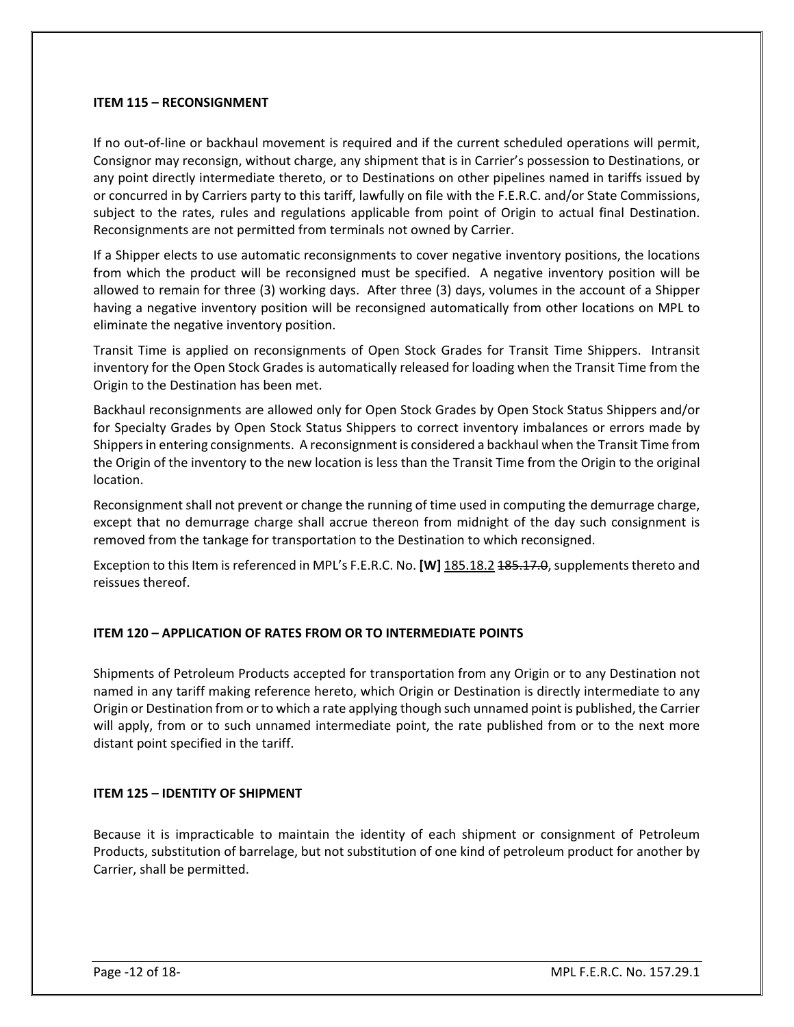### ITEM 115 – RECONSIGNMENT

If no out-of-line or backhaul movement is required and if the current scheduled operations will permit, Consignor may reconsign, without charge, any shipment that is in Carrier's possession to Destinations, or any point directly intermediate thereto, or to Destinations on other pipelines named in tariffs issued by or concurred in by Carriers party to this tariff, lawfully on file with the F.E.R.C. and/or State Commissions, subject to the rates, rules and regulations applicable from point of Origin to actual final Destination. Reconsignments are not permitted from terminals not owned by Carrier.

If a Shipper elects to use automatic reconsignments to cover negative inventory positions, the locations from which the product will be reconsigned must be specified. A negative inventory position will be allowed to remain for three (3) working days. After three (3) days, volumes in the account of a Shipper having a negative inventory position will be reconsigned automatically from other locations on MPL to eliminate the negative inventory position.

Transit Time is applied on reconsignments of Open Stock Grades for Transit Time Shippers. Intransit inventory for the Open Stock Grades is automatically released for loading when the Transit Time from the Origin to the Destination has been met.

Backhaul reconsignments are allowed only for Open Stock Grades by Open Stock Status Shippers and/or for Specialty Grades by Open Stock Status Shippers to correct inventory imbalances or errors made by Shippers in entering consignments. A reconsignment is considered a backhaul when the Transit Time from the Origin of the inventory to the new location is less than the Transit Time from the Origin to the original location.

Reconsignment shall not prevent or change the running of time used in computing the demurrage charge, except that no demurrage charge shall accrue thereon from midnight of the day such consignment is removed from the tankage for transportation to the Destination to which reconsigned.

Exception to this Item is referenced in MPL's F.E.R.C. No. **[W]** <u>185.18.2</u> ~~185.17.0~~, supplements thereto and reissues thereof.

### ITEM 120 – APPLICATION OF RATES FROM OR TO INTERMEDIATE POINTS

Shipments of Petroleum Products accepted for transportation from any Origin or to any Destination not named in any tariff making reference hereto, which Origin or Destination is directly intermediate to any Origin or Destination from or to which a rate applying though such unnamed point is published, the Carrier will apply, from or to such unnamed intermediate point, the rate published from or to the next more distant point specified in the tariff.

### ITEM 125 – IDENTITY OF SHIPMENT

Because it is impracticable to maintain the identity of each shipment or consignment of Petroleum Products, substitution of barrelage, but not substitution of one kind of petroleum product for another by Carrier, shall be permitted.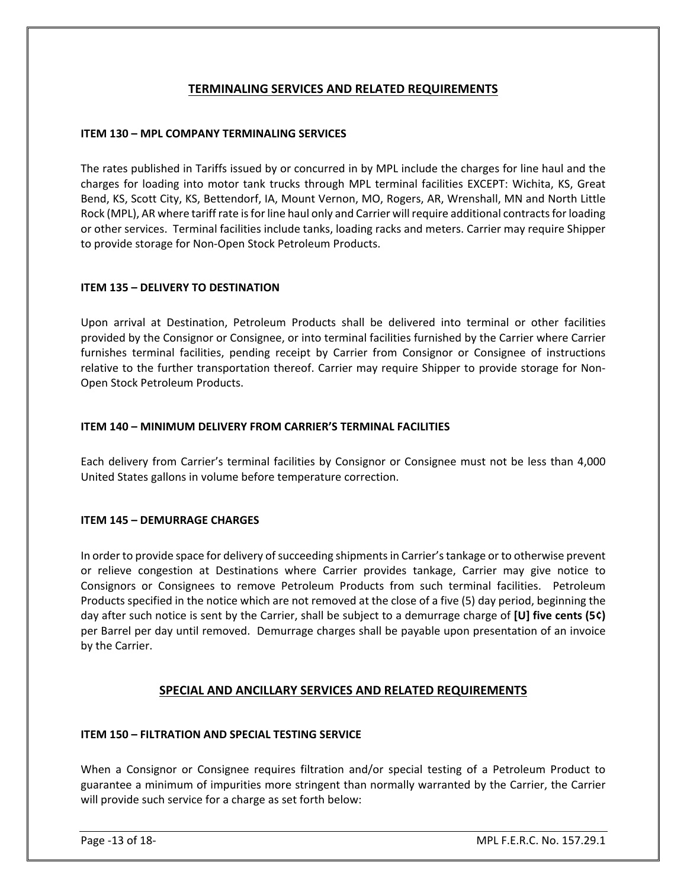## TERMINALING SERVICES AND RELATED REQUIREMENTS

### ITEM 130 – MPL COMPANY TERMINALING SERVICES

The rates published in Tariffs issued by or concurred in by MPL include the charges for line haul and the charges for loading into motor tank trucks through MPL terminal facilities EXCEPT: Wichita, KS, Great Bend, KS, Scott City, KS, Bettendorf, IA, Mount Vernon, MO, Rogers, AR, Wrenshall, MN and North Little Rock (MPL), AR where tariff rate is for line haul only and Carrier will require additional contracts for loading or other services. Terminal facilities include tanks, loading racks and meters. Carrier may require Shipper to provide storage for Non-Open Stock Petroleum Products.

### ITEM 135 – DELIVERY TO DESTINATION

Upon arrival at Destination, Petroleum Products shall be delivered into terminal or other facilities provided by the Consignor or Consignee, or into terminal facilities furnished by the Carrier where Carrier furnishes terminal facilities, pending receipt by Carrier from Consignor or Consignee of instructions relative to the further transportation thereof. Carrier may require Shipper to provide storage for Non-Open Stock Petroleum Products.

### ITEM 140 – MINIMUM DELIVERY FROM CARRIER'S TERMINAL FACILITIES

Each delivery from Carrier's terminal facilities by Consignor or Consignee must not be less than 4,000 United States gallons in volume before temperature correction.

### ITEM 145 – DEMURRAGE CHARGES

In order to provide space for delivery of succeeding shipments in Carrier's tankage or to otherwise prevent or relieve congestion at Destinations where Carrier provides tankage, Carrier may give notice to Consignors or Consignees to remove Petroleum Products from such terminal facilities. Petroleum Products specified in the notice which are not removed at the close of a five (5) day period, beginning the day after such notice is sent by the Carrier, shall be subject to a demurrage charge of **[U] five cents (5¢)** per Barrel per day until removed. Demurrage charges shall be payable upon presentation of an invoice by the Carrier.

## SPECIAL AND ANCILLARY SERVICES AND RELATED REQUIREMENTS

### ITEM 150 – FILTRATION AND SPECIAL TESTING SERVICE

When a Consignor or Consignee requires filtration and/or special testing of a Petroleum Product to guarantee a minimum of impurities more stringent than normally warranted by the Carrier, the Carrier will provide such service for a charge as set forth below: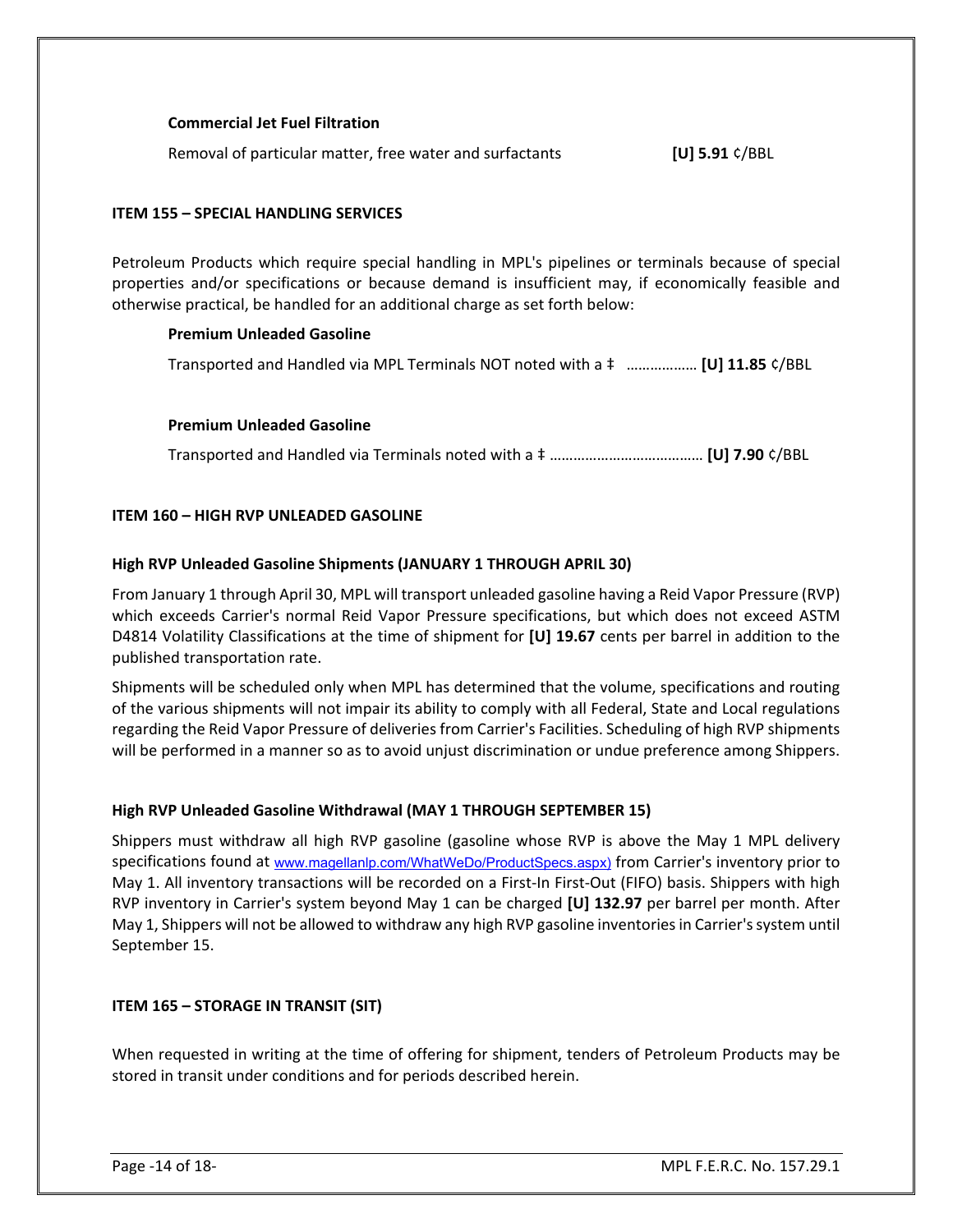**Commercial Jet Fuel Filtration**

Removal of particular matter, free water and surfactants **[U] 5.91** ¢/BBL

**ITEM 155 – SPECIAL HANDLING SERVICES**

Petroleum Products which require special handling in MPL's pipelines or terminals because of special properties and/or specifications or because demand is insufficient may, if economically feasible and otherwise practical, be handled for an additional charge as set forth below:

**Premium Unleaded Gasoline**

Transported and Handled via MPL Terminals NOT noted with a ‡ ……………… **[U] 11.85** ¢/BBL

**Premium Unleaded Gasoline**

Transported and Handled via Terminals noted with a ‡ ………………………………… **[U] 7.90** ¢/BBL

**ITEM 160 – HIGH RVP UNLEADED GASOLINE**

**High RVP Unleaded Gasoline Shipments (JANUARY 1 THROUGH APRIL 30)**

From January 1 through April 30, MPL will transport unleaded gasoline having a Reid Vapor Pressure (RVP) which exceeds Carrier's normal Reid Vapor Pressure specifications, but which does not exceed ASTM D4814 Volatility Classifications at the time of shipment for **[U] 19.67** cents per barrel in addition to the published transportation rate.

Shipments will be scheduled only when MPL has determined that the volume, specifications and routing of the various shipments will not impair its ability to comply with all Federal, State and Local regulations regarding the Reid Vapor Pressure of deliveries from Carrier's Facilities. Scheduling of high RVP shipments will be performed in a manner so as to avoid unjust discrimination or undue preference among Shippers.

**High RVP Unleaded Gasoline Withdrawal (MAY 1 THROUGH SEPTEMBER 15)**

Shippers must withdraw all high RVP gasoline (gasoline whose RVP is above the May 1 MPL delivery specifications found at www.magellanlp.com/WhatWeDo/ProductSpecs.aspx) from Carrier's inventory prior to May 1. All inventory transactions will be recorded on a First-In First-Out (FIFO) basis. Shippers with high RVP inventory in Carrier's system beyond May 1 can be charged **[U] 132.97** per barrel per month. After May 1, Shippers will not be allowed to withdraw any high RVP gasoline inventories in Carrier's system until September 15.

**ITEM 165 – STORAGE IN TRANSIT (SIT)**

When requested in writing at the time of offering for shipment, tenders of Petroleum Products may be stored in transit under conditions and for periods described herein.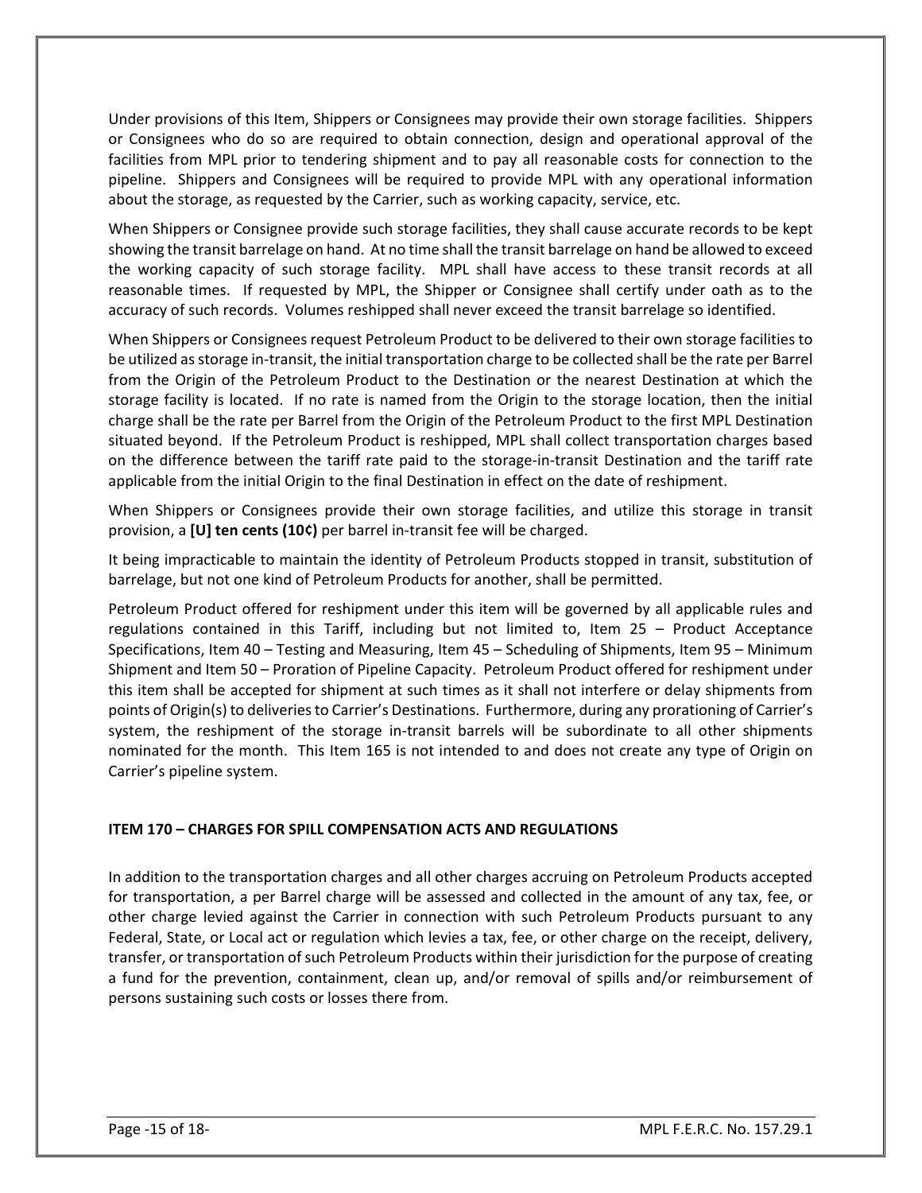Under provisions of this Item, Shippers or Consignees may provide their own storage facilities. Shippers or Consignees who do so are required to obtain connection, design and operational approval of the facilities from MPL prior to tendering shipment and to pay all reasonable costs for connection to the pipeline. Shippers and Consignees will be required to provide MPL with any operational information about the storage, as requested by the Carrier, such as working capacity, service, etc.

When Shippers or Consignee provide such storage facilities, they shall cause accurate records to be kept showing the transit barrelage on hand. At no time shall the transit barrelage on hand be allowed to exceed the working capacity of such storage facility. MPL shall have access to these transit records at all reasonable times. If requested by MPL, the Shipper or Consignee shall certify under oath as to the accuracy of such records. Volumes reshipped shall never exceed the transit barrelage so identified.

When Shippers or Consignees request Petroleum Product to be delivered to their own storage facilities to be utilized as storage in-transit, the initial transportation charge to be collected shall be the rate per Barrel from the Origin of the Petroleum Product to the Destination or the nearest Destination at which the storage facility is located. If no rate is named from the Origin to the storage location, then the initial charge shall be the rate per Barrel from the Origin of the Petroleum Product to the first MPL Destination situated beyond. If the Petroleum Product is reshipped, MPL shall collect transportation charges based on the difference between the tariff rate paid to the storage-in-transit Destination and the tariff rate applicable from the initial Origin to the final Destination in effect on the date of reshipment.

When Shippers or Consignees provide their own storage facilities, and utilize this storage in transit provision, a **[U] ten cents (10¢)** per barrel in-transit fee will be charged.

It being impracticable to maintain the identity of Petroleum Products stopped in transit, substitution of barrelage, but not one kind of Petroleum Products for another, shall be permitted.

Petroleum Product offered for reshipment under this item will be governed by all applicable rules and regulations contained in this Tariff, including but not limited to, Item 25 – Product Acceptance Specifications, Item 40 – Testing and Measuring, Item 45 – Scheduling of Shipments, Item 95 – Minimum Shipment and Item 50 – Proration of Pipeline Capacity. Petroleum Product offered for reshipment under this item shall be accepted for shipment at such times as it shall not interfere or delay shipments from points of Origin(s) to deliveries to Carrier's Destinations. Furthermore, during any prorationing of Carrier's system, the reshipment of the storage in-transit barrels will be subordinate to all other shipments nominated for the month. This Item 165 is not intended to and does not create any type of Origin on Carrier's pipeline system.

**ITEM 170 – CHARGES FOR SPILL COMPENSATION ACTS AND REGULATIONS**

In addition to the transportation charges and all other charges accruing on Petroleum Products accepted for transportation, a per Barrel charge will be assessed and collected in the amount of any tax, fee, or other charge levied against the Carrier in connection with such Petroleum Products pursuant to any Federal, State, or Local act or regulation which levies a tax, fee, or other charge on the receipt, delivery, transfer, or transportation of such Petroleum Products within their jurisdiction for the purpose of creating a fund for the prevention, containment, clean up, and/or removal of spills and/or reimbursement of persons sustaining such costs or losses there from.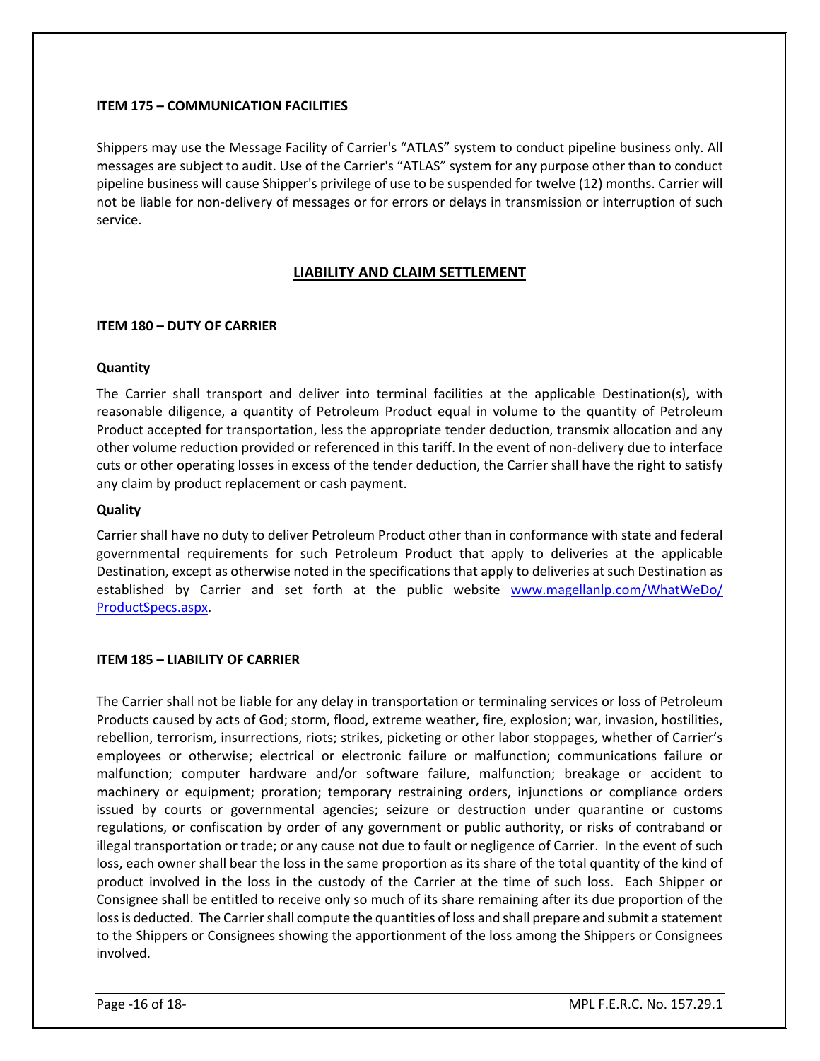**ITEM 175 – COMMUNICATION FACILITIES**

Shippers may use the Message Facility of Carrier's "ATLAS" system to conduct pipeline business only. All messages are subject to audit. Use of the Carrier's "ATLAS" system for any purpose other than to conduct pipeline business will cause Shipper's privilege of use to be suspended for twelve (12) months. Carrier will not be liable for non-delivery of messages or for errors or delays in transmission or interruption of such service.

## LIABILITY AND CLAIM SETTLEMENT

**ITEM 180 – DUTY OF CARRIER**

**Quantity**

The Carrier shall transport and deliver into terminal facilities at the applicable Destination(s), with reasonable diligence, a quantity of Petroleum Product equal in volume to the quantity of Petroleum Product accepted for transportation, less the appropriate tender deduction, transmix allocation and any other volume reduction provided or referenced in this tariff. In the event of non-delivery due to interface cuts or other operating losses in excess of the tender deduction, the Carrier shall have the right to satisfy any claim by product replacement or cash payment.

**Quality**

Carrier shall have no duty to deliver Petroleum Product other than in conformance with state and federal governmental requirements for such Petroleum Product that apply to deliveries at the applicable Destination, except as otherwise noted in the specifications that apply to deliveries at such Destination as established by Carrier and set forth at the public website www.magellanlp.com/WhatWeDo/ProductSpecs.aspx.

**ITEM 185 – LIABILITY OF CARRIER**

The Carrier shall not be liable for any delay in transportation or terminaling services or loss of Petroleum Products caused by acts of God; storm, flood, extreme weather, fire, explosion; war, invasion, hostilities, rebellion, terrorism, insurrections, riots; strikes, picketing or other labor stoppages, whether of Carrier's employees or otherwise; electrical or electronic failure or malfunction; communications failure or malfunction; computer hardware and/or software failure, malfunction; breakage or accident to machinery or equipment; proration; temporary restraining orders, injunctions or compliance orders issued by courts or governmental agencies; seizure or destruction under quarantine or customs regulations, or confiscation by order of any government or public authority, or risks of contraband or illegal transportation or trade; or any cause not due to fault or negligence of Carrier. In the event of such loss, each owner shall bear the loss in the same proportion as its share of the total quantity of the kind of product involved in the loss in the custody of the Carrier at the time of such loss. Each Shipper or Consignee shall be entitled to receive only so much of its share remaining after its due proportion of the loss is deducted. The Carrier shall compute the quantities of loss and shall prepare and submit a statement to the Shippers or Consignees showing the apportionment of the loss among the Shippers or Consignees involved.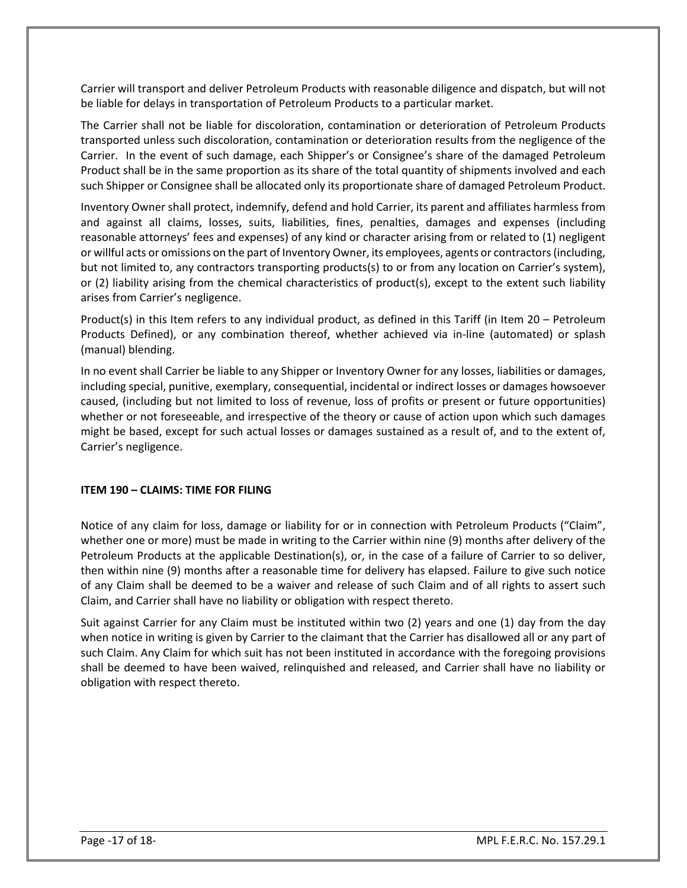Carrier will transport and deliver Petroleum Products with reasonable diligence and dispatch, but will not be liable for delays in transportation of Petroleum Products to a particular market.

The Carrier shall not be liable for discoloration, contamination or deterioration of Petroleum Products transported unless such discoloration, contamination or deterioration results from the negligence of the Carrier. In the event of such damage, each Shipper's or Consignee's share of the damaged Petroleum Product shall be in the same proportion as its share of the total quantity of shipments involved and each such Shipper or Consignee shall be allocated only its proportionate share of damaged Petroleum Product.

Inventory Owner shall protect, indemnify, defend and hold Carrier, its parent and affiliates harmless from and against all claims, losses, suits, liabilities, fines, penalties, damages and expenses (including reasonable attorneys' fees and expenses) of any kind or character arising from or related to (1) negligent or willful acts or omissions on the part of Inventory Owner, its employees, agents or contractors (including, but not limited to, any contractors transporting products(s) to or from any location on Carrier's system), or (2) liability arising from the chemical characteristics of product(s), except to the extent such liability arises from Carrier's negligence.

Product(s) in this Item refers to any individual product, as defined in this Tariff (in Item 20 – Petroleum Products Defined), or any combination thereof, whether achieved via in-line (automated) or splash (manual) blending.

In no event shall Carrier be liable to any Shipper or Inventory Owner for any losses, liabilities or damages, including special, punitive, exemplary, consequential, incidental or indirect losses or damages howsoever caused, (including but not limited to loss of revenue, loss of profits or present or future opportunities) whether or not foreseeable, and irrespective of the theory or cause of action upon which such damages might be based, except for such actual losses or damages sustained as a result of, and to the extent of, Carrier's negligence.

**ITEM 190 – CLAIMS: TIME FOR FILING**

Notice of any claim for loss, damage or liability for or in connection with Petroleum Products ("Claim", whether one or more) must be made in writing to the Carrier within nine (9) months after delivery of the Petroleum Products at the applicable Destination(s), or, in the case of a failure of Carrier to so deliver, then within nine (9) months after a reasonable time for delivery has elapsed. Failure to give such notice of any Claim shall be deemed to be a waiver and release of such Claim and of all rights to assert such Claim, and Carrier shall have no liability or obligation with respect thereto.

Suit against Carrier for any Claim must be instituted within two (2) years and one (1) day from the day when notice in writing is given by Carrier to the claimant that the Carrier has disallowed all or any part of such Claim. Any Claim for which suit has not been instituted in accordance with the foregoing provisions shall be deemed to have been waived, relinquished and released, and Carrier shall have no liability or obligation with respect thereto.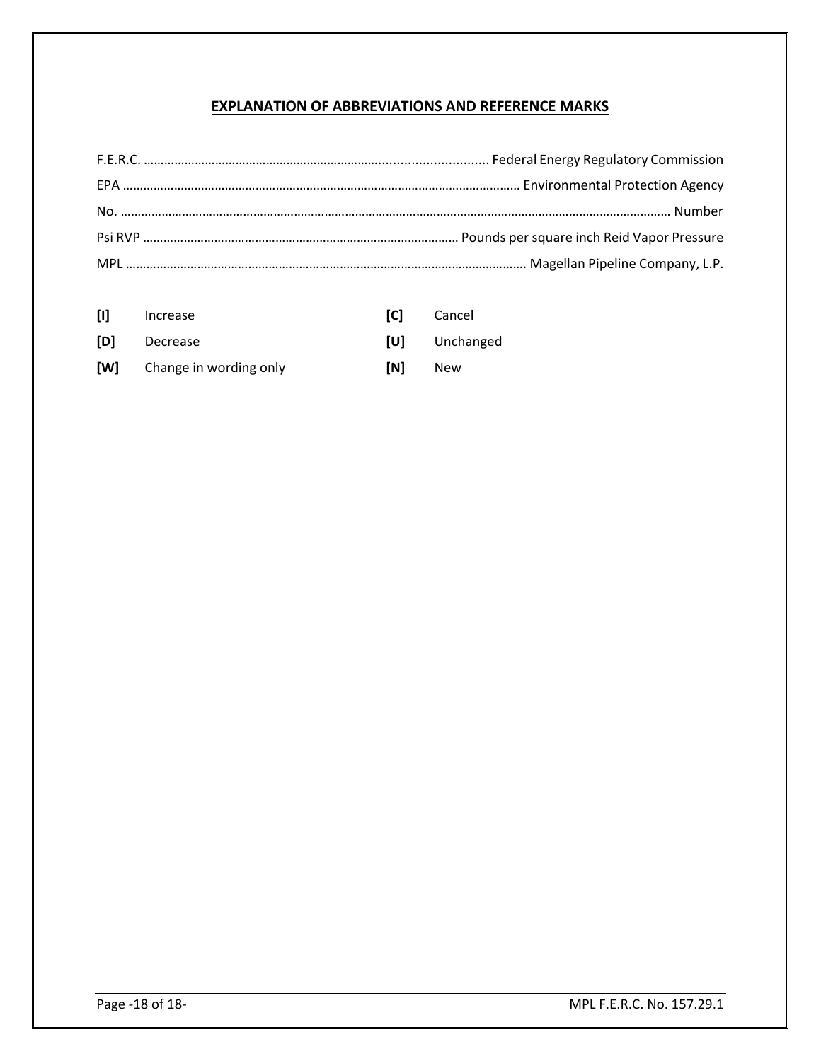## EXPLANATION OF ABBREVIATIONS AND REFERENCE MARKS

F.E.R.C. .......................................................................................... Federal Energy Regulatory Commission

EPA .......................................................................................... Environmental Protection Agency

No. .......................................................................................... Number

Psi RVP .......................................................................................... Pounds per square inch Reid Vapor Pressure

MPL .......................................................................................... Magellan Pipeline Company, L.P.

| | | | |
|---|---|---|---|
| **[I]** | Increase | **[C]** | Cancel |
| **[D]** | Decrease | **[U]** | Unchanged |
| **[W]** | Change in wording only | **[N]** | New |